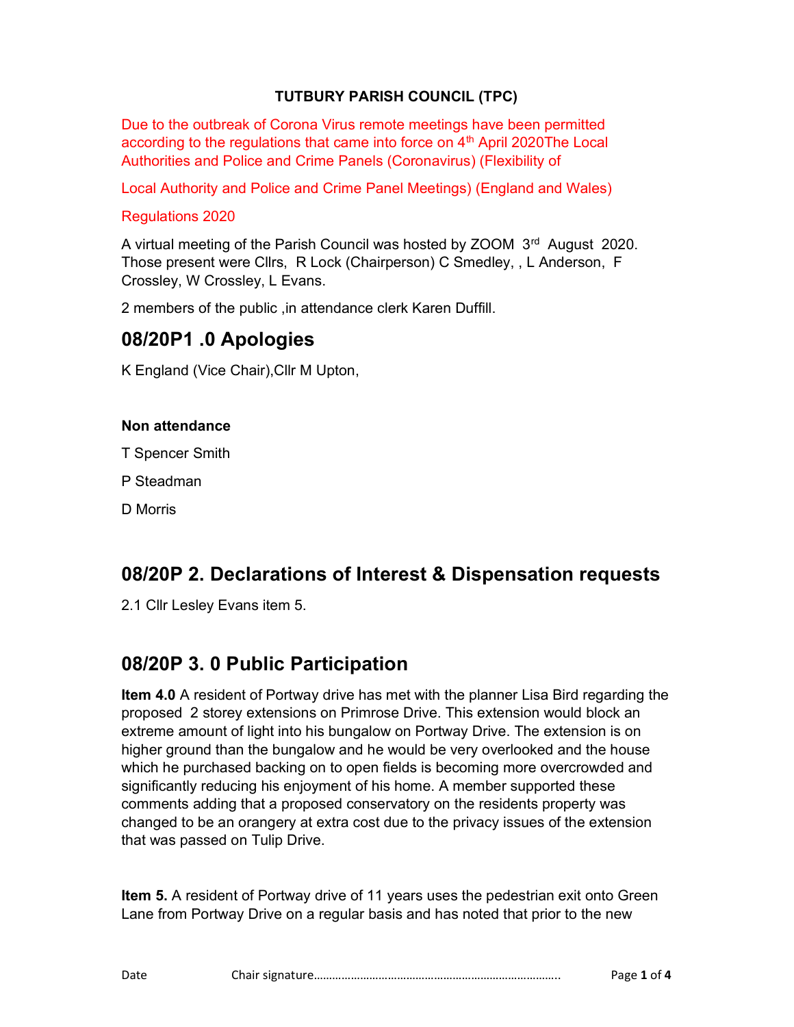**TUTBURY PARISH COUNCIL (TPC)**

Due to the outbreak of Corona Virus remote meetings have been permitted according to the regulations that came into force on 4th April 2020The Local Authorities and Police and Crime Panels (Coronavirus) (Flexibility of

Local Authority and Police and Crime Panel Meetings) (England and Wales)

Regulations 2020

A virtual meeting of the Parish Council was hosted by ZOOM 3rd August 2020. Those present were Cllrs, R Lock (Chairperson) C Smedley, , L Anderson, F Crossley, W Crossley, L Evans.

2 members of the public ,in attendance clerk Karen Duffill.

## 08/20P1 .0 Apologies

K England (Vice Chair),Cllr M Upton,

**Non attendance**

T Spencer Smith

P Steadman

D Morris

## 08/20P 2. Declarations of Interest & Dispensation requests

2.1 Cllr Lesley Evans item 5.

## 08/20P 3. 0 Public Participation

**Item 4.0** A resident of Portway drive has met with the planner Lisa Bird regarding the proposed 2 storey extensions on Primrose Drive. This extension would block an extreme amount of light into his bungalow on Portway Drive. The extension is on higher ground than the bungalow and he would be very overlooked and the house which he purchased backing on to open fields is becoming more overcrowded and significantly reducing his enjoyment of his home. A member supported these comments adding that a proposed conservatory on the residents property was changed to be an orangery at extra cost due to the privacy issues of the extension that was passed on Tulip Drive.

**Item 5.** A resident of Portway drive of 11 years uses the pedestrian exit onto Green Lane from Portway Drive on a regular basis and has noted that prior to the new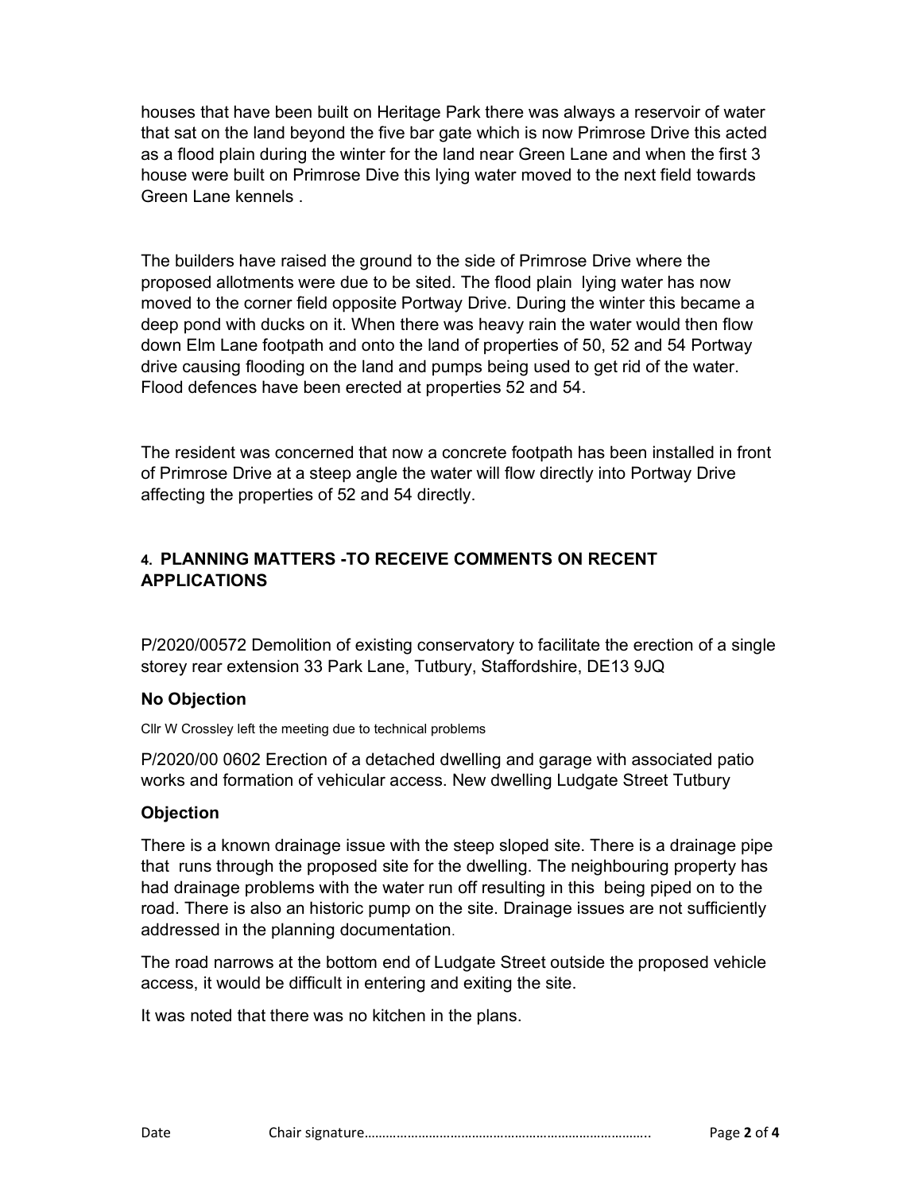houses that have been built on Heritage Park there was always a reservoir of water that sat on the land beyond the five bar gate which is now Primrose Drive this acted as a flood plain during the winter for the land near Green Lane and when the first 3 house were built on Primrose Dive this lying water moved to the next field towards Green Lane kennels .

The builders have raised the ground to the side of Primrose Drive where the proposed allotments were due to be sited. The flood plain lying water has now moved to the corner field opposite Portway Drive. During the winter this became a deep pond with ducks on it. When there was heavy rain the water would then flow down Elm Lane footpath and onto the land of properties of 50, 52 and 54 Portway drive causing flooding on the land and pumps being used to get rid of the water. Flood defences have been erected at properties 52 and 54.

The resident was concerned that now a concrete footpath has been installed in front of Primrose Drive at a steep angle the water will flow directly into Portway Drive affecting the properties of 52 and 54 directly.

## 4. PLANNING MATTERS -TO RECEIVE COMMENTS ON RECENT APPLICATIONS

P/2020/00572 Demolition of existing conservatory to facilitate the erection of a single storey rear extension 33 Park Lane, Tutbury, Staffordshire, DE13 9JQ

**No Objection**

Cllr W Crossley left the meeting due to technical problems

P/2020/00 0602 Erection of a detached dwelling and garage with associated patio works and formation of vehicular access. New dwelling Ludgate Street Tutbury

**Objection**

There is a known drainage issue with the steep sloped site. There is a drainage pipe that runs through the proposed site for the dwelling. The neighbouring property has had drainage problems with the water run off resulting in this being piped on to the road. There is also an historic pump on the site. Drainage issues are not sufficiently addressed in the planning documentation.

The road narrows at the bottom end of Ludgate Street outside the proposed vehicle access, it would be difficult in entering and exiting the site.

It was noted that there was no kitchen in the plans.

Date Chair signature…………………………………………………………………..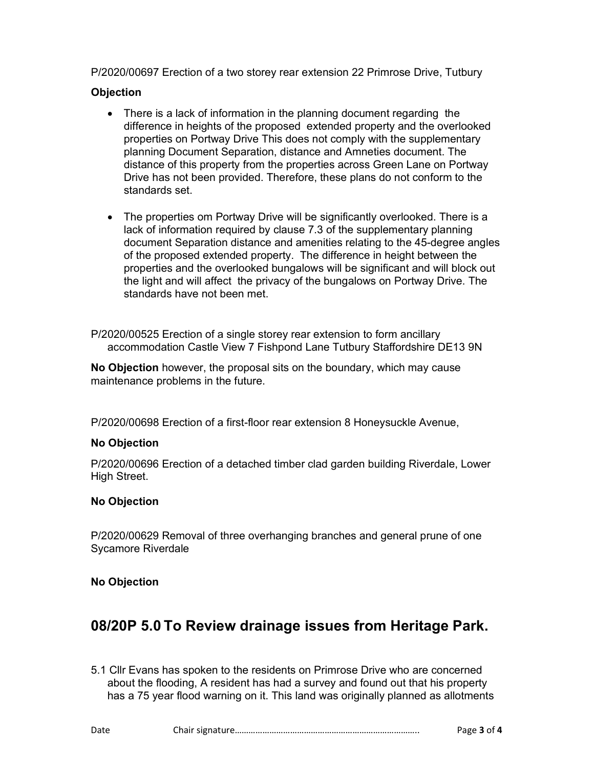P/2020/00697 Erection of a two storey rear extension 22 Primrose Drive, Tutbury

**Objection**

- There is a lack of information in the planning document regarding the difference in heights of the proposed extended property and the overlooked properties on Portway Drive This does not comply with the supplementary planning Document Separation, distance and Amneties document. The distance of this property from the properties across Green Lane on Portway Drive has not been provided. Therefore, these plans do not conform to the standards set.
- The properties om Portway Drive will be significantly overlooked. There is a lack of information required by clause 7.3 of the supplementary planning document Separation distance and amenities relating to the 45-degree angles of the proposed extended property. The difference in height between the properties and the overlooked bungalows will be significant and will block out the light and will affect the privacy of the bungalows on Portway Drive. The standards have not been met.

P/2020/00525 Erection of a single storey rear extension to form ancillary accommodation Castle View 7 Fishpond Lane Tutbury Staffordshire DE13 9N

**No Objection** however, the proposal sits on the boundary, which may cause maintenance problems in the future.

P/2020/00698 Erection of a first-floor rear extension 8 Honeysuckle Avenue,

**No Objection**

P/2020/00696 Erection of a detached timber clad garden building Riverdale, Lower High Street.

**No Objection**

P/2020/00629 Removal of three overhanging branches and general prune of one Sycamore Riverdale

**No Objection**

## 08/20P 5.0 To Review drainage issues from Heritage Park.

5.1 Cllr Evans has spoken to the residents on Primrose Drive who are concerned about the flooding, A resident has had a survey and found out that his property has a 75 year flood warning on it. This land was originally planned as allotments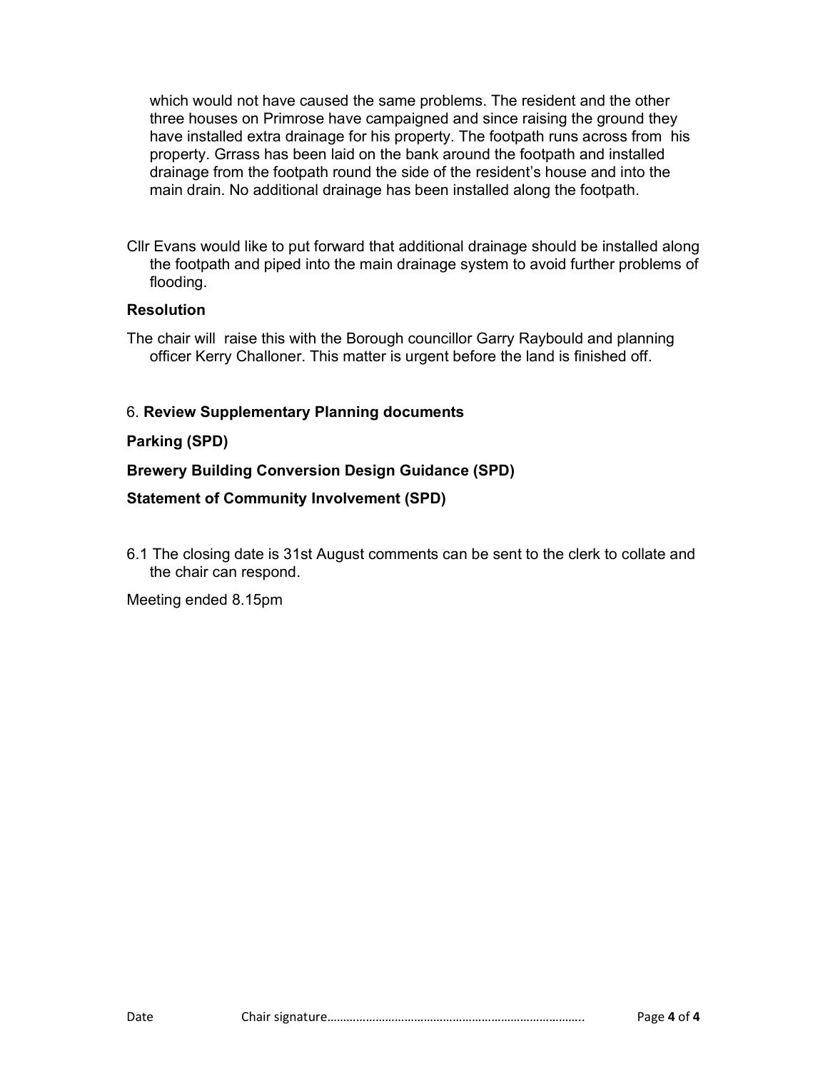which would not have caused the same problems. The resident and the other three houses on Primrose have campaigned and since raising the ground they have installed extra drainage for his property. The footpath runs across from his property. Grrass has been laid on the bank around the footpath and installed drainage from the footpath round the side of the resident's house and into the main drain. No additional drainage has been installed along the footpath.

Cllr Evans would like to put forward that additional drainage should be installed along the footpath and piped into the main drainage system to avoid further problems of flooding.

**Resolution**

The chair will raise this with the Borough councillor Garry Raybould and planning officer Kerry Challoner. This matter is urgent before the land is finished off.

6. **Review Supplementary Planning documents**

**Parking (SPD)**

**Brewery Building Conversion Design Guidance (SPD)**

**Statement of Community Involvement (SPD)**

6.1 The closing date is 31st August comments can be sent to the clerk to collate and the chair can respond.

Meeting ended 8.15pm

Date Chair signature…………………………………………………………………..